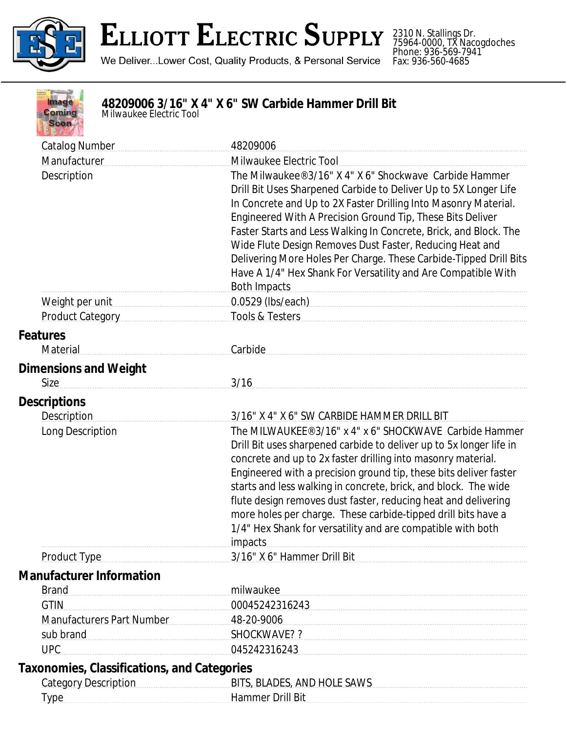# ELLIOTT ELECTRIC SUPPLY

We Deliver...Lower Cost, Quality Products, & Personal Service

2310 N. Stallings Dr.
75964-0000, TX Nacogdoches
Phone: 936-569-7941
Fax: 936-560-4685

## 48209006 3/16" X 4" X 6" SW Carbide Hammer Drill Bit

Milwaukee Electric Tool

| | |
|---|---|
| Catalog Number | 48209006 |
| Manufacturer | Milwaukee Electric Tool |
| Description | The Milwaukee®3/16" X 4" X 6" Shockwave Carbide Hammer Drill Bit Uses Sharpened Carbide to Deliver Up to 5X Longer Life In Concrete and Up to 2X Faster Drilling Into Masonry Material. Engineered With A Precision Ground Tip, These Bits Deliver Faster Starts and Less Walking In Concrete, Brick, and Block. The Wide Flute Design Removes Dust Faster, Reducing Heat and Delivering More Holes Per Charge. These Carbide-Tipped Drill Bits Have A 1/4" Hex Shank For Versatility and Are Compatible With Both Impacts |
| Weight per unit | 0.0529 (lbs/each) |
| Product Category | Tools & Testers |

### Features

| | |
|---|---|
| Material | Carbide |

### Dimensions and Weight

| | |
|---|---|
| Size | 3/16 |

### Descriptions

| | |
|---|---|
| Description | 3/16" X 4" X 6" SW CARBIDE HAMMER DRILL BIT |
| Long Description | The MILWAUKEE®3/16" x 4" x 6" SHOCKWAVE Carbide Hammer Drill Bit uses sharpened carbide to deliver up to 5x longer life in concrete and up to 2x faster drilling into masonry material. Engineered with a precision ground tip, these bits deliver faster starts and less walking in concrete, brick, and block. The wide flute design removes dust faster, reducing heat and delivering more holes per charge. These carbide-tipped drill bits have a 1/4" Hex Shank for versatility and are compatible with both impacts |
| Product Type | 3/16" X 6" Hammer Drill Bit |

### Manufacturer Information

| | |
|---|---|
| Brand | milwaukee |
| GTIN | 00045242316243 |
| Manufacturers Part Number | 48-20-9006 |
| sub brand | SHOCKWAVE? ? |
| UPC | 045242316243 |

### Taxonomies, Classifications, and Categories

| | |
|---|---|
| Category Description | BITS, BLADES, AND HOLE SAWS |
| Type | Hammer Drill Bit |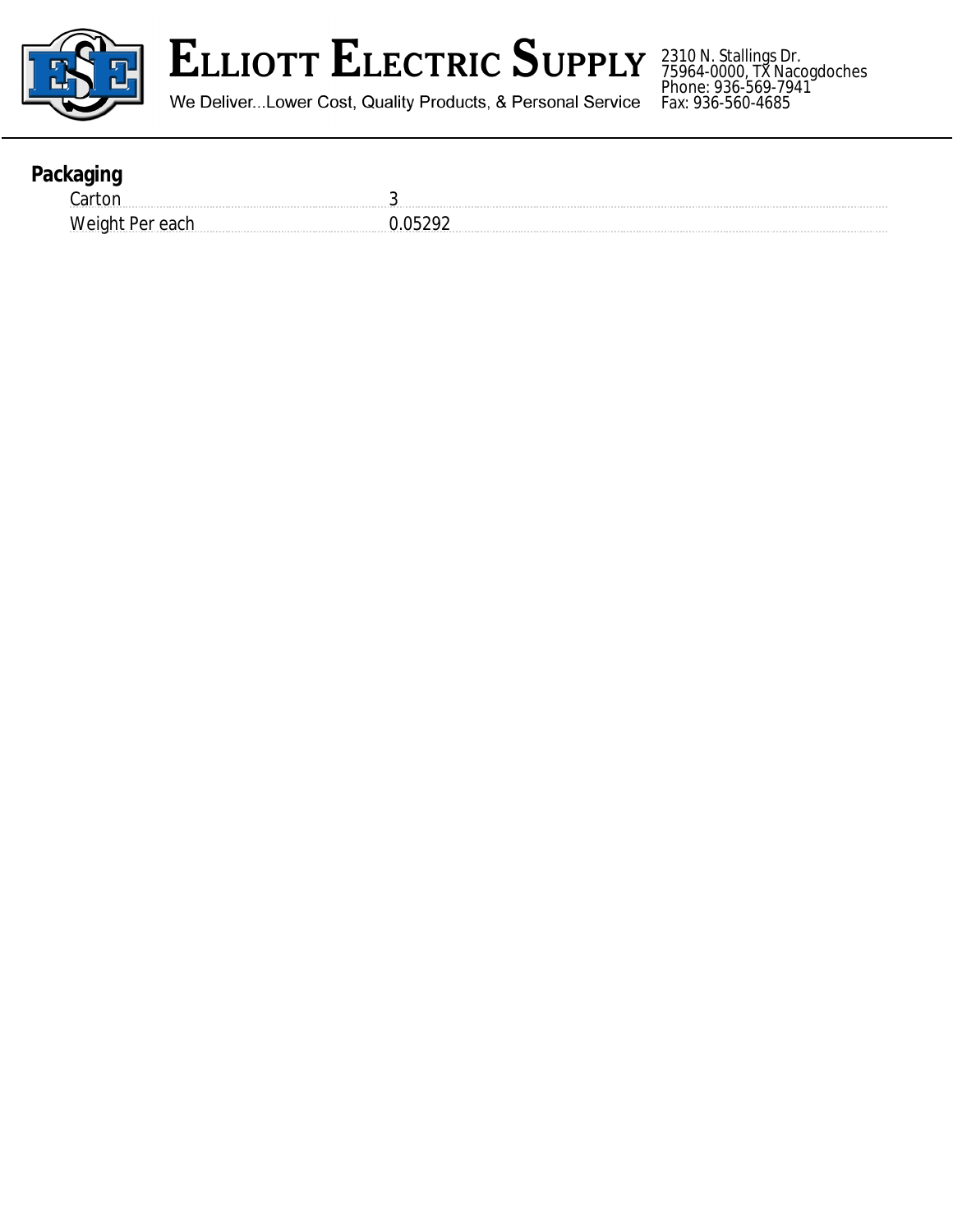## Packaging

| | |
|---|---|
| Carton | 3 |
| Weight Per each | 0.05292 |